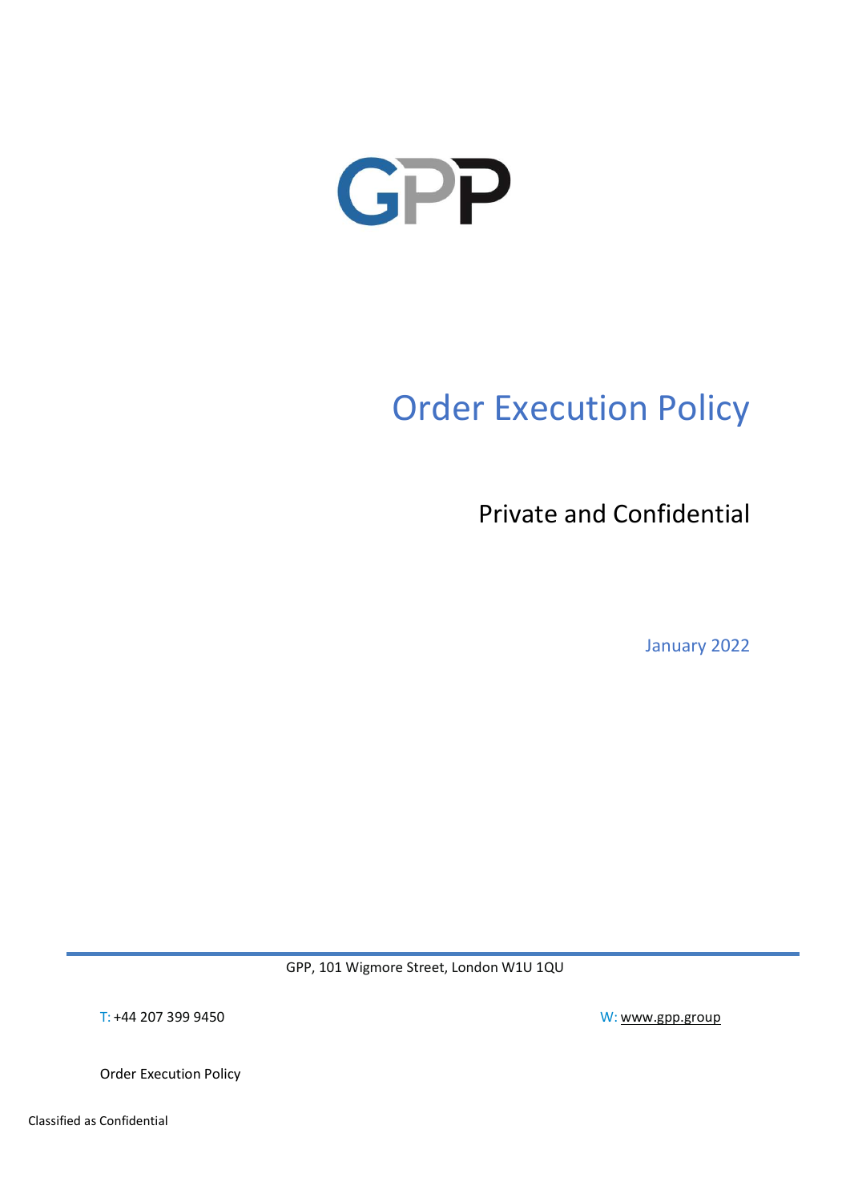GPP

# Order Execution Policy

## Private and Confidential

January 2022

GPP, 101 Wigmore Street, London W1U 1QU

T: +44 207 399 9450

W: www.gpp.group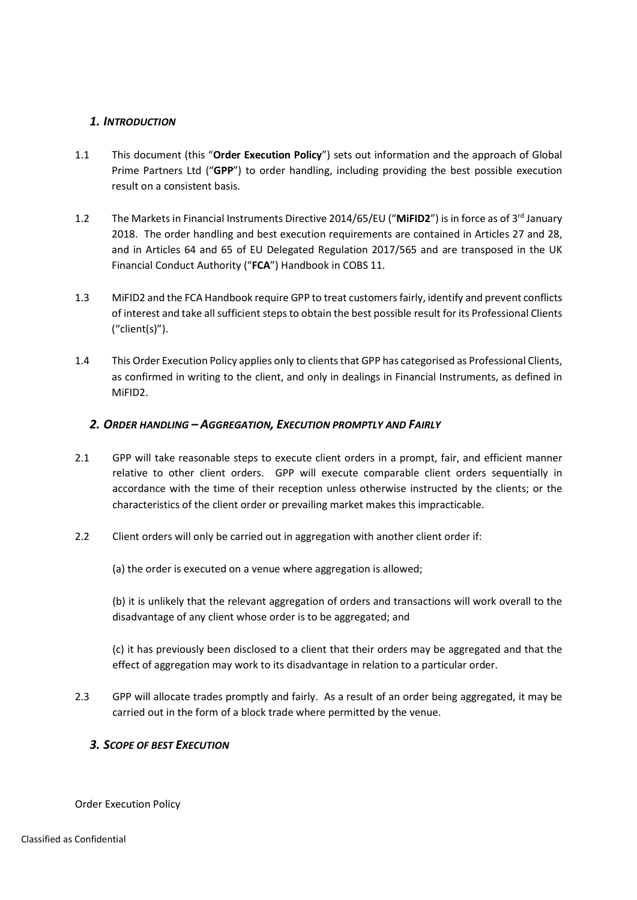## *1. Introduction*

1.1 This document (this "**Order Execution Policy**") sets out information and the approach of Global Prime Partners Ltd ("**GPP**") to order handling, including providing the best possible execution result on a consistent basis.

1.2 The Markets in Financial Instruments Directive 2014/65/EU ("**MiFID2**") is in force as of 3rd January 2018. The order handling and best execution requirements are contained in Articles 27 and 28, and in Articles 64 and 65 of EU Delegated Regulation 2017/565 and are transposed in the UK Financial Conduct Authority ("**FCA**") Handbook in COBS 11.

1.3 MiFID2 and the FCA Handbook require GPP to treat customers fairly, identify and prevent conflicts of interest and take all sufficient steps to obtain the best possible result for its Professional Clients ("client(s)").

1.4 This Order Execution Policy applies only to clients that GPP has categorised as Professional Clients, as confirmed in writing to the client, and only in dealings in Financial Instruments, as defined in MiFID2.

## *2. Order handling – Aggregation, Execution promptly and Fairly*

2.1 GPP will take reasonable steps to execute client orders in a prompt, fair, and efficient manner relative to other client orders. GPP will execute comparable client orders sequentially in accordance with the time of their reception unless otherwise instructed by the clients; or the characteristics of the client order or prevailing market makes this impracticable.

2.2 Client orders will only be carried out in aggregation with another client order if:

(a) the order is executed on a venue where aggregation is allowed;

(b) it is unlikely that the relevant aggregation of orders and transactions will work overall to the disadvantage of any client whose order is to be aggregated; and

(c) it has previously been disclosed to a client that their orders may be aggregated and that the effect of aggregation may work to its disadvantage in relation to a particular order.

2.3 GPP will allocate trades promptly and fairly. As a result of an order being aggregated, it may be carried out in the form of a block trade where permitted by the venue.

## *3. Scope of best Execution*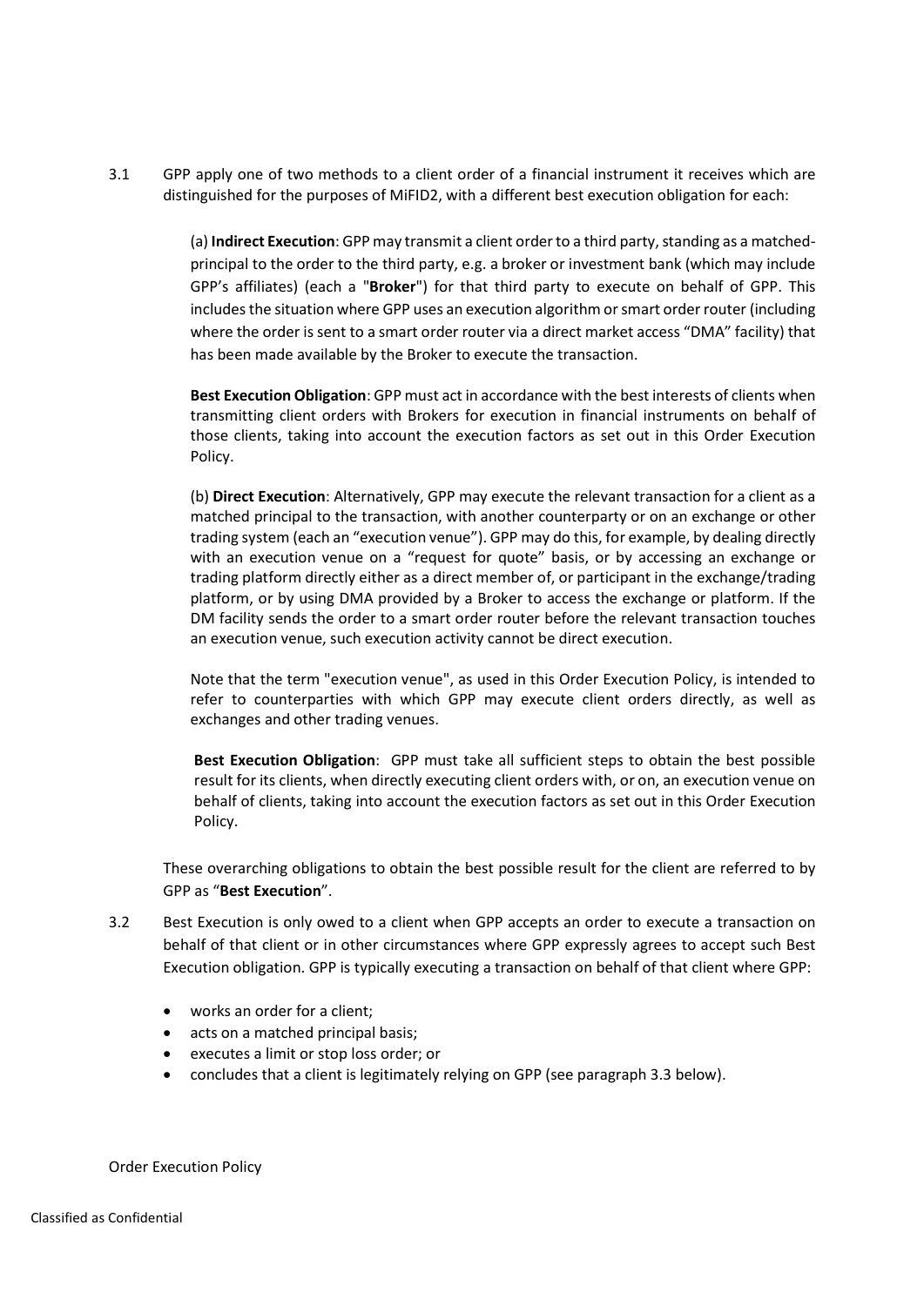3.1 GPP apply one of two methods to a client order of a financial instrument it receives which are distinguished for the purposes of MiFID2, with a different best execution obligation for each:

(a) **Indirect Execution**: GPP may transmit a client order to a third party, standing as a matched-principal to the order to the third party, e.g. a broker or investment bank (which may include GPP's affiliates) (each a "**Broker**") for that third party to execute on behalf of GPP. This includes the situation where GPP uses an execution algorithm or smart order router (including where the order is sent to a smart order router via a direct market access "DMA" facility) that has been made available by the Broker to execute the transaction.

**Best Execution Obligation**: GPP must act in accordance with the best interests of clients when transmitting client orders with Brokers for execution in financial instruments on behalf of those clients, taking into account the execution factors as set out in this Order Execution Policy.

(b) **Direct Execution**: Alternatively, GPP may execute the relevant transaction for a client as a matched principal to the transaction, with another counterparty or on an exchange or other trading system (each an "execution venue"). GPP may do this, for example, by dealing directly with an execution venue on a "request for quote" basis, or by accessing an exchange or trading platform directly either as a direct member of, or participant in the exchange/trading platform, or by using DMA provided by a Broker to access the exchange or platform. If the DM facility sends the order to a smart order router before the relevant transaction touches an execution venue, such execution activity cannot be direct execution.

Note that the term "execution venue", as used in this Order Execution Policy, is intended to refer to counterparties with which GPP may execute client orders directly, as well as exchanges and other trading venues.

**Best Execution Obligation**: GPP must take all sufficient steps to obtain the best possible result for its clients, when directly executing client orders with, or on, an execution venue on behalf of clients, taking into account the execution factors as set out in this Order Execution Policy.

These overarching obligations to obtain the best possible result for the client are referred to by GPP as "**Best Execution**".

3.2 Best Execution is only owed to a client when GPP accepts an order to execute a transaction on behalf of that client or in other circumstances where GPP expressly agrees to accept such Best Execution obligation. GPP is typically executing a transaction on behalf of that client where GPP:

- works an order for a client;
- acts on a matched principal basis;
- executes a limit or stop loss order; or
- concludes that a client is legitimately relying on GPP (see paragraph 3.3 below).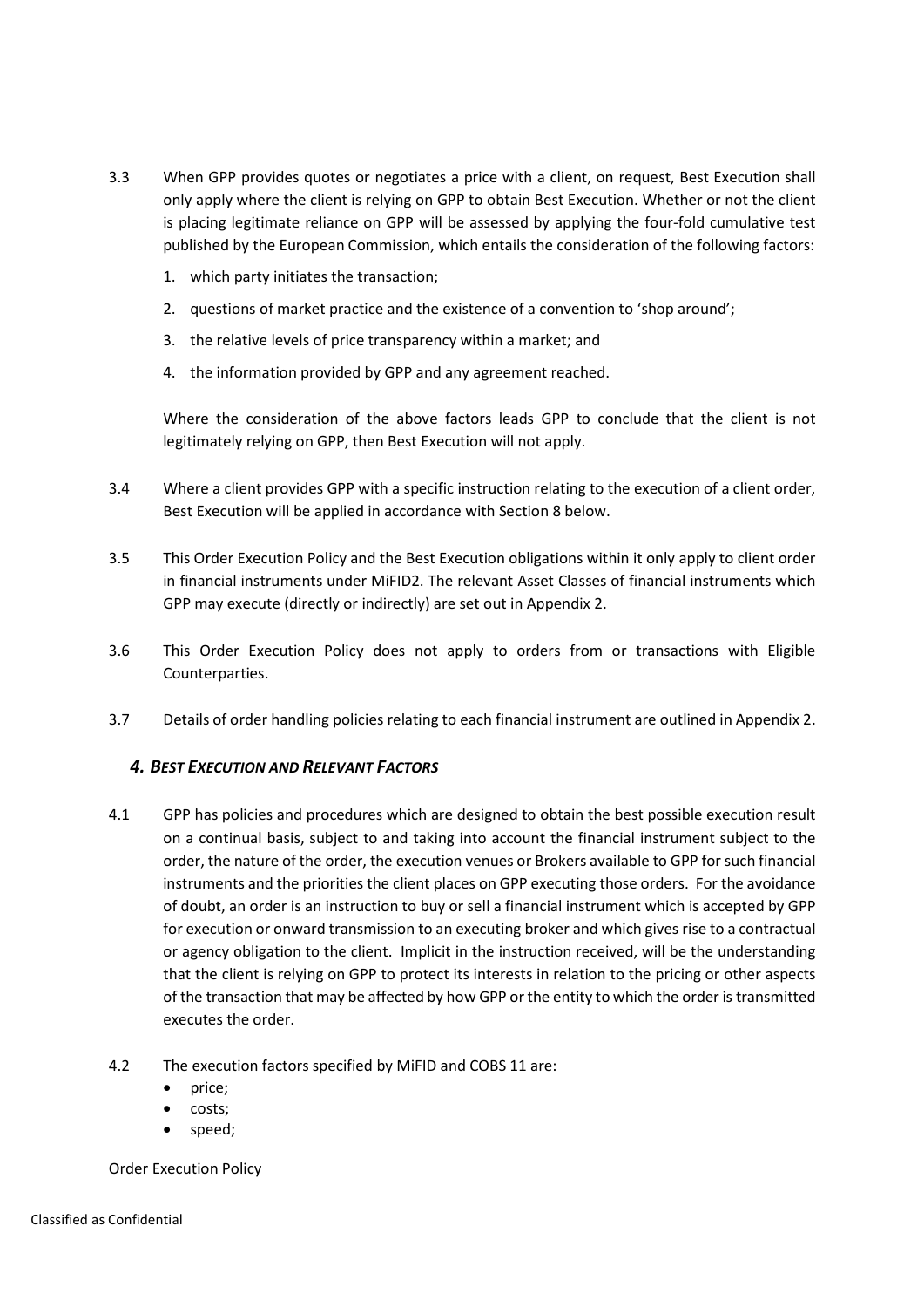3.3 When GPP provides quotes or negotiates a price with a client, on request, Best Execution shall only apply where the client is relying on GPP to obtain Best Execution. Whether or not the client is placing legitimate reliance on GPP will be assessed by applying the four-fold cumulative test published by the European Commission, which entails the consideration of the following factors:

1. which party initiates the transaction;
2. questions of market practice and the existence of a convention to 'shop around';
3. the relative levels of price transparency within a market; and
4. the information provided by GPP and any agreement reached.

Where the consideration of the above factors leads GPP to conclude that the client is not legitimately relying on GPP, then Best Execution will not apply.

3.4 Where a client provides GPP with a specific instruction relating to the execution of a client order, Best Execution will be applied in accordance with Section 8 below.

3.5 This Order Execution Policy and the Best Execution obligations within it only apply to client order in financial instruments under MiFID2. The relevant Asset Classes of financial instruments which GPP may execute (directly or indirectly) are set out in Appendix 2.

3.6 This Order Execution Policy does not apply to orders from or transactions with Eligible Counterparties.

3.7 Details of order handling policies relating to each financial instrument are outlined in Appendix 2.

## *4. Best Execution and Relevant Factors*

4.1 GPP has policies and procedures which are designed to obtain the best possible execution result on a continual basis, subject to and taking into account the financial instrument subject to the order, the nature of the order, the execution venues or Brokers available to GPP for such financial instruments and the priorities the client places on GPP executing those orders. For the avoidance of doubt, an order is an instruction to buy or sell a financial instrument which is accepted by GPP for execution or onward transmission to an executing broker and which gives rise to a contractual or agency obligation to the client. Implicit in the instruction received, will be the understanding that the client is relying on GPP to protect its interests in relation to the pricing or other aspects of the transaction that may be affected by how GPP or the entity to which the order is transmitted executes the order.

4.2 The execution factors specified by MiFID and COBS 11 are:

- price;
- costs;
- speed;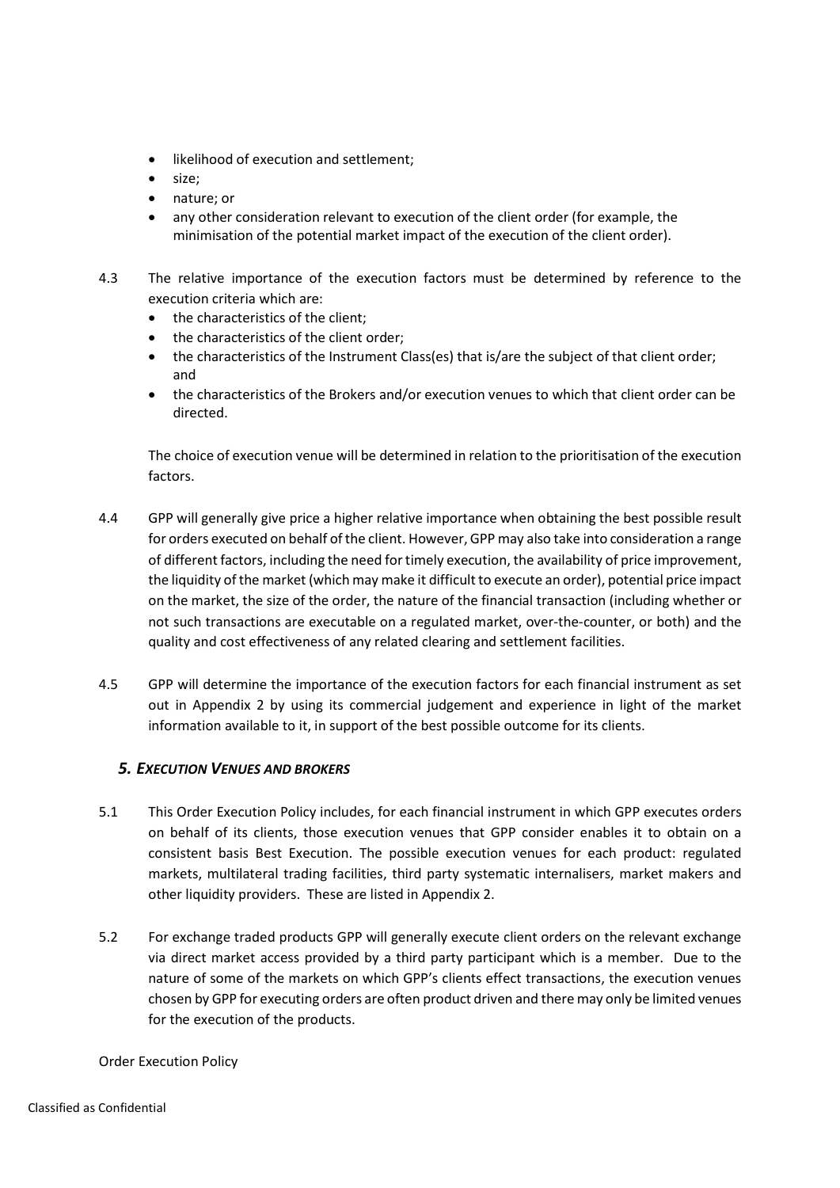- likelihood of execution and settlement;
- size;
- nature; or
- any other consideration relevant to execution of the client order (for example, the minimisation of the potential market impact of the execution of the client order).

4.3 The relative importance of the execution factors must be determined by reference to the execution criteria which are:

- the characteristics of the client;
- the characteristics of the client order;
- the characteristics of the Instrument Class(es) that is/are the subject of that client order; and
- the characteristics of the Brokers and/or execution venues to which that client order can be directed.

The choice of execution venue will be determined in relation to the prioritisation of the execution factors.

4.4 GPP will generally give price a higher relative importance when obtaining the best possible result for orders executed on behalf of the client. However, GPP may also take into consideration a range of different factors, including the need for timely execution, the availability of price improvement, the liquidity of the market (which may make it difficult to execute an order), potential price impact on the market, the size of the order, the nature of the financial transaction (including whether or not such transactions are executable on a regulated market, over-the-counter, or both) and the quality and cost effectiveness of any related clearing and settlement facilities.

4.5 GPP will determine the importance of the execution factors for each financial instrument as set out in Appendix 2 by using its commercial judgement and experience in light of the market information available to it, in support of the best possible outcome for its clients.

## *5. EXECUTION VENUES AND BROKERS*

5.1 This Order Execution Policy includes, for each financial instrument in which GPP executes orders on behalf of its clients, those execution venues that GPP consider enables it to obtain on a consistent basis Best Execution. The possible execution venues for each product: regulated markets, multilateral trading facilities, third party systematic internalisers, market makers and other liquidity providers. These are listed in Appendix 2.

5.2 For exchange traded products GPP will generally execute client orders on the relevant exchange via direct market access provided by a third party participant which is a member. Due to the nature of some of the markets on which GPP's clients effect transactions, the execution venues chosen by GPP for executing orders are often product driven and there may only be limited venues for the execution of the products.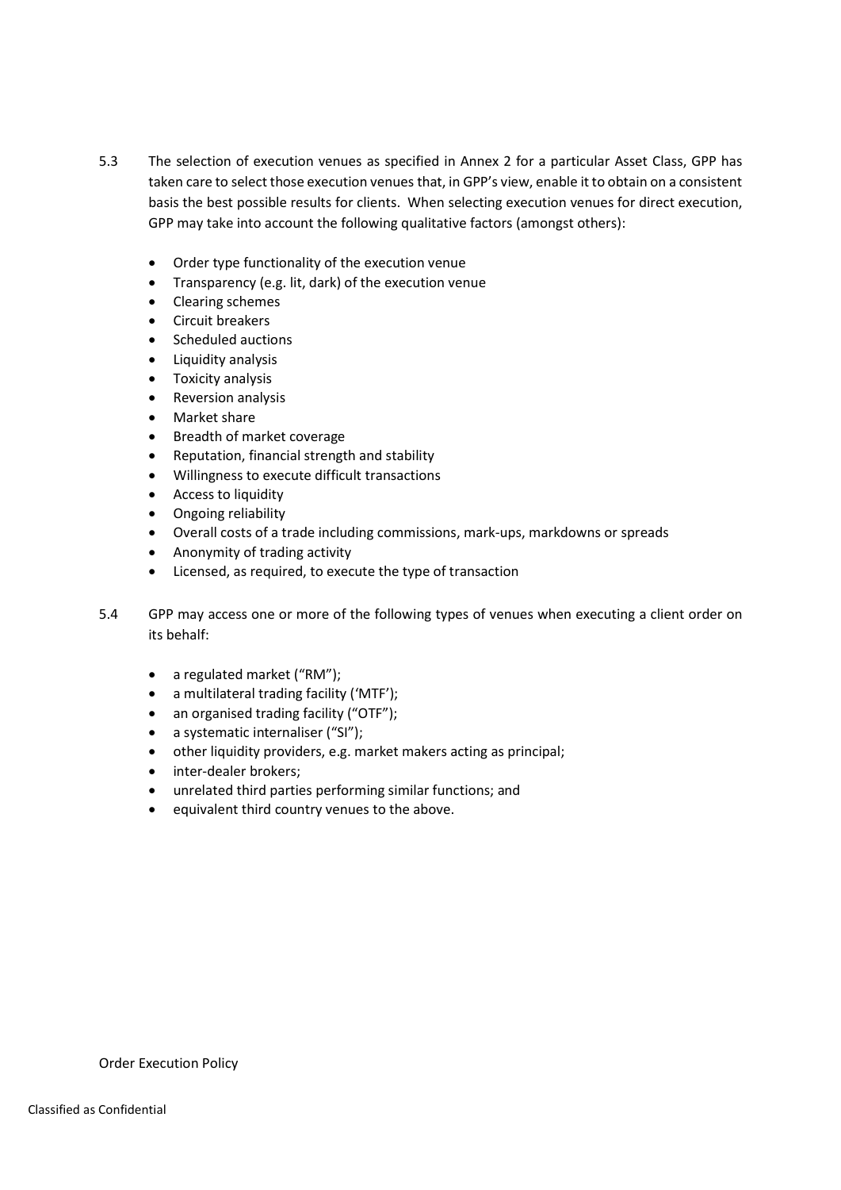5.3 The selection of execution venues as specified in Annex 2 for a particular Asset Class, GPP has taken care to select those execution venues that, in GPP's view, enable it to obtain on a consistent basis the best possible results for clients. When selecting execution venues for direct execution, GPP may take into account the following qualitative factors (amongst others):

- Order type functionality of the execution venue
- Transparency (e.g. lit, dark) of the execution venue
- Clearing schemes
- Circuit breakers
- Scheduled auctions
- Liquidity analysis
- Toxicity analysis
- Reversion analysis
- Market share
- Breadth of market coverage
- Reputation, financial strength and stability
- Willingness to execute difficult transactions
- Access to liquidity
- Ongoing reliability
- Overall costs of a trade including commissions, mark-ups, markdowns or spreads
- Anonymity of trading activity
- Licensed, as required, to execute the type of transaction

5.4 GPP may access one or more of the following types of venues when executing a client order on its behalf:

- a regulated market ("RM");
- a multilateral trading facility ('MTF');
- an organised trading facility ("OTF");
- a systematic internaliser ("SI");
- other liquidity providers, e.g. market makers acting as principal;
- inter-dealer brokers;
- unrelated third parties performing similar functions; and
- equivalent third country venues to the above.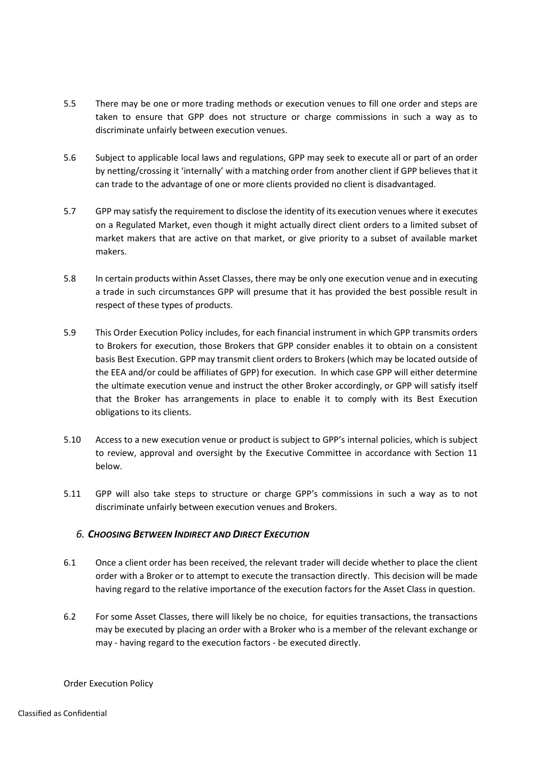5.5 There may be one or more trading methods or execution venues to fill one order and steps are taken to ensure that GPP does not structure or charge commissions in such a way as to discriminate unfairly between execution venues.

5.6 Subject to applicable local laws and regulations, GPP may seek to execute all or part of an order by netting/crossing it 'internally' with a matching order from another client if GPP believes that it can trade to the advantage of one or more clients provided no client is disadvantaged.

5.7 GPP may satisfy the requirement to disclose the identity of its execution venues where it executes on a Regulated Market, even though it might actually direct client orders to a limited subset of market makers that are active on that market, or give priority to a subset of available market makers.

5.8 In certain products within Asset Classes, there may be only one execution venue and in executing a trade in such circumstances GPP will presume that it has provided the best possible result in respect of these types of products.

5.9 This Order Execution Policy includes, for each financial instrument in which GPP transmits orders to Brokers for execution, those Brokers that GPP consider enables it to obtain on a consistent basis Best Execution. GPP may transmit client orders to Brokers (which may be located outside of the EEA and/or could be affiliates of GPP) for execution. In which case GPP will either determine the ultimate execution venue and instruct the other Broker accordingly, or GPP will satisfy itself that the Broker has arrangements in place to enable it to comply with its Best Execution obligations to its clients.

5.10 Access to a new execution venue or product is subject to GPP's internal policies, which is subject to review, approval and oversight by the Executive Committee in accordance with Section 11 below.

5.11 GPP will also take steps to structure or charge GPP's commissions in such a way as to not discriminate unfairly between execution venues and Brokers.

## *6. Choosing Between Indirect and Direct Execution*

6.1 Once a client order has been received, the relevant trader will decide whether to place the client order with a Broker or to attempt to execute the transaction directly. This decision will be made having regard to the relative importance of the execution factors for the Asset Class in question.

6.2 For some Asset Classes, there will likely be no choice, for equities transactions, the transactions may be executed by placing an order with a Broker who is a member of the relevant exchange or may - having regard to the execution factors - be executed directly.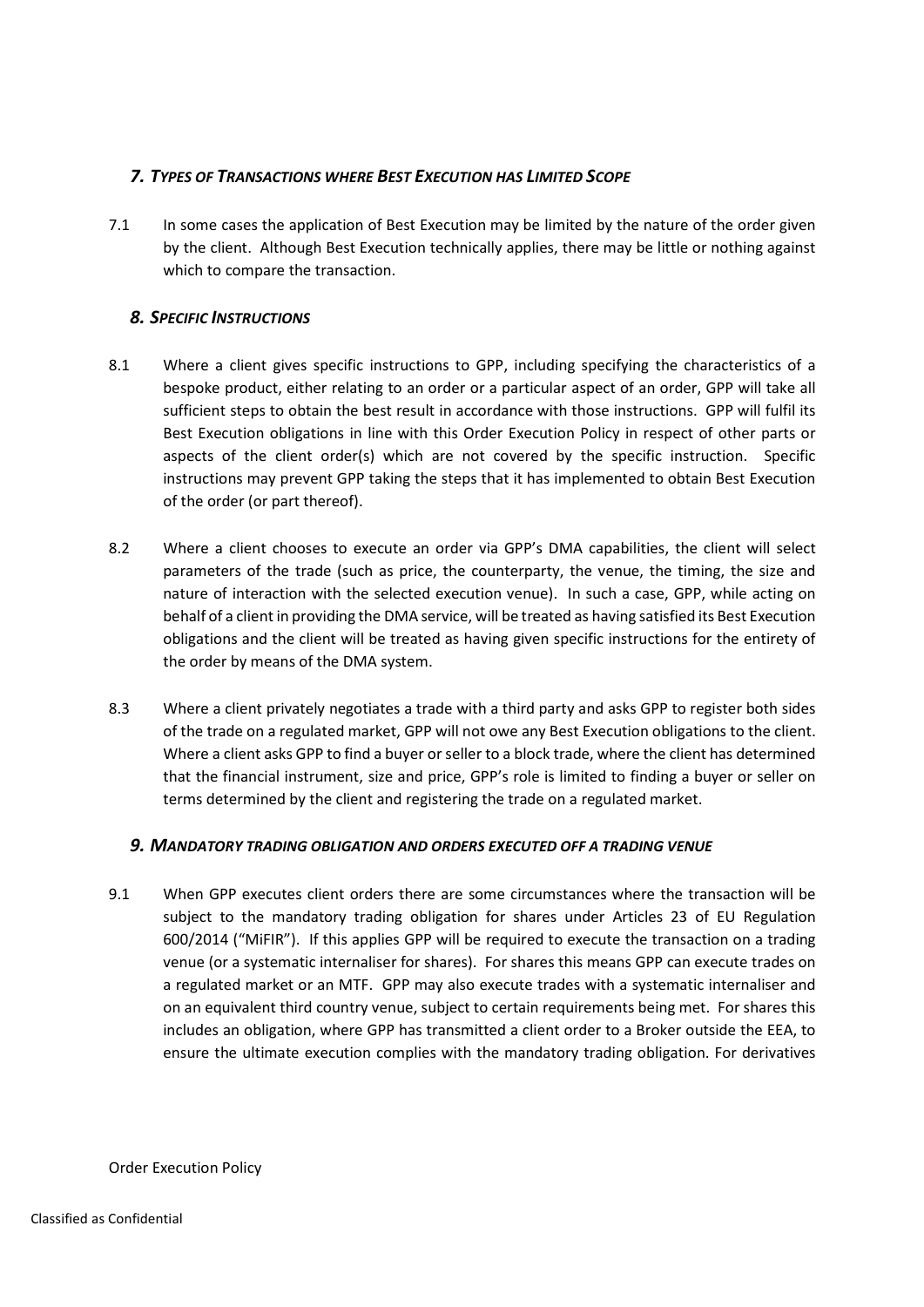## *7. Types of Transactions where Best Execution has Limited Scope*

7.1 In some cases the application of Best Execution may be limited by the nature of the order given by the client. Although Best Execution technically applies, there may be little or nothing against which to compare the transaction.

## *8. Specific Instructions*

8.1 Where a client gives specific instructions to GPP, including specifying the characteristics of a bespoke product, either relating to an order or a particular aspect of an order, GPP will take all sufficient steps to obtain the best result in accordance with those instructions. GPP will fulfil its Best Execution obligations in line with this Order Execution Policy in respect of other parts or aspects of the client order(s) which are not covered by the specific instruction. Specific instructions may prevent GPP taking the steps that it has implemented to obtain Best Execution of the order (or part thereof).

8.2 Where a client chooses to execute an order via GPP's DMA capabilities, the client will select parameters of the trade (such as price, the counterparty, the venue, the timing, the size and nature of interaction with the selected execution venue). In such a case, GPP, while acting on behalf of a client in providing the DMA service, will be treated as having satisfied its Best Execution obligations and the client will be treated as having given specific instructions for the entirety of the order by means of the DMA system.

8.3 Where a client privately negotiates a trade with a third party and asks GPP to register both sides of the trade on a regulated market, GPP will not owe any Best Execution obligations to the client. Where a client asks GPP to find a buyer or seller to a block trade, where the client has determined that the financial instrument, size and price, GPP's role is limited to finding a buyer or seller on terms determined by the client and registering the trade on a regulated market.

## *9. Mandatory trading obligation and orders executed off a trading venue*

9.1 When GPP executes client orders there are some circumstances where the transaction will be subject to the mandatory trading obligation for shares under Articles 23 of EU Regulation 600/2014 ("MiFIR"). If this applies GPP will be required to execute the transaction on a trading venue (or a systematic internaliser for shares). For shares this means GPP can execute trades on a regulated market or an MTF. GPP may also execute trades with a systematic internaliser and on an equivalent third country venue, subject to certain requirements being met. For shares this includes an obligation, where GPP has transmitted a client order to a Broker outside the EEA, to ensure the ultimate execution complies with the mandatory trading obligation. For derivatives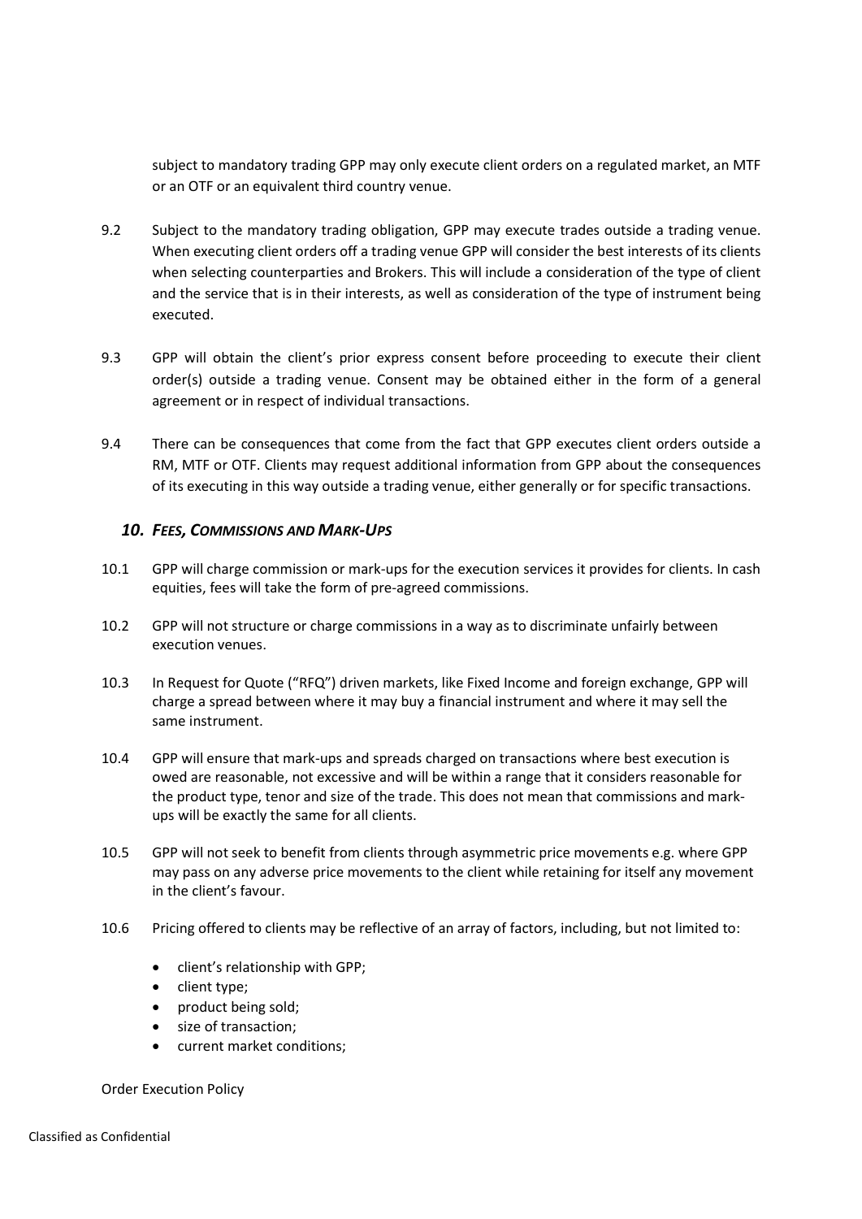subject to mandatory trading GPP may only execute client orders on a regulated market, an MTF or an OTF or an equivalent third country venue.

9.2 Subject to the mandatory trading obligation, GPP may execute trades outside a trading venue. When executing client orders off a trading venue GPP will consider the best interests of its clients when selecting counterparties and Brokers. This will include a consideration of the type of client and the service that is in their interests, as well as consideration of the type of instrument being executed.

9.3 GPP will obtain the client's prior express consent before proceeding to execute their client order(s) outside a trading venue. Consent may be obtained either in the form of a general agreement or in respect of individual transactions.

9.4 There can be consequences that come from the fact that GPP executes client orders outside a RM, MTF or OTF. Clients may request additional information from GPP about the consequences of its executing in this way outside a trading venue, either generally or for specific transactions.

## *10. Fees, Commissions and Mark-Ups*

10.1 GPP will charge commission or mark-ups for the execution services it provides for clients. In cash equities, fees will take the form of pre-agreed commissions.

10.2 GPP will not structure or charge commissions in a way as to discriminate unfairly between execution venues.

10.3 In Request for Quote ("RFQ") driven markets, like Fixed Income and foreign exchange, GPP will charge a spread between where it may buy a financial instrument and where it may sell the same instrument.

10.4 GPP will ensure that mark-ups and spreads charged on transactions where best execution is owed are reasonable, not excessive and will be within a range that it considers reasonable for the product type, tenor and size of the trade. This does not mean that commissions and mark-ups will be exactly the same for all clients.

10.5 GPP will not seek to benefit from clients through asymmetric price movements e.g. where GPP may pass on any adverse price movements to the client while retaining for itself any movement in the client's favour.

10.6 Pricing offered to clients may be reflective of an array of factors, including, but not limited to:

- client's relationship with GPP;
- client type;
- product being sold;
- size of transaction;
- current market conditions;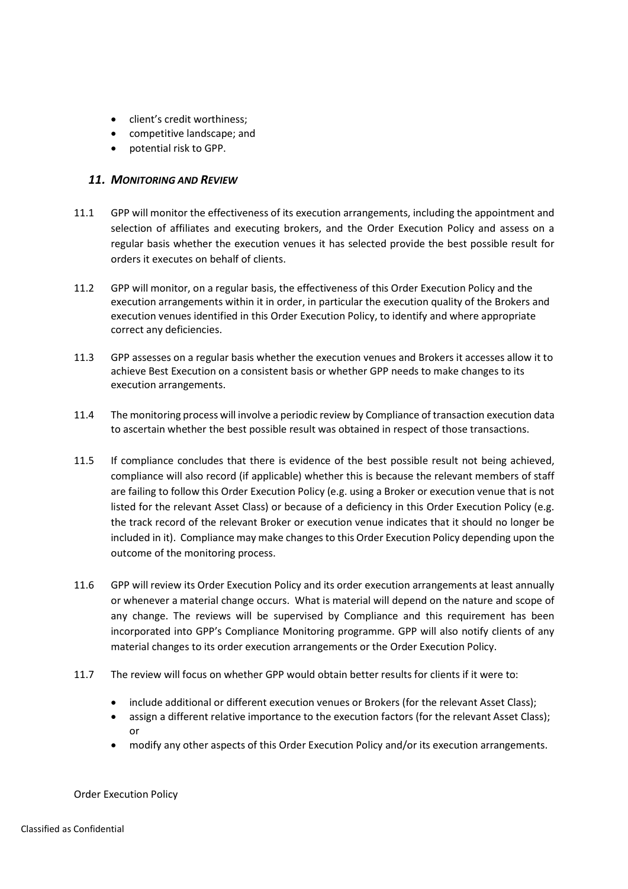- client's credit worthiness;
- competitive landscape; and
- potential risk to GPP.

## *11. MONITORING AND REVIEW*

11.1 GPP will monitor the effectiveness of its execution arrangements, including the appointment and selection of affiliates and executing brokers, and the Order Execution Policy and assess on a regular basis whether the execution venues it has selected provide the best possible result for orders it executes on behalf of clients.

11.2 GPP will monitor, on a regular basis, the effectiveness of this Order Execution Policy and the execution arrangements within it in order, in particular the execution quality of the Brokers and execution venues identified in this Order Execution Policy, to identify and where appropriate correct any deficiencies.

11.3 GPP assesses on a regular basis whether the execution venues and Brokers it accesses allow it to achieve Best Execution on a consistent basis or whether GPP needs to make changes to its execution arrangements.

11.4 The monitoring process will involve a periodic review by Compliance of transaction execution data to ascertain whether the best possible result was obtained in respect of those transactions.

11.5 If compliance concludes that there is evidence of the best possible result not being achieved, compliance will also record (if applicable) whether this is because the relevant members of staff are failing to follow this Order Execution Policy (e.g. using a Broker or execution venue that is not listed for the relevant Asset Class) or because of a deficiency in this Order Execution Policy (e.g. the track record of the relevant Broker or execution venue indicates that it should no longer be included in it). Compliance may make changes to this Order Execution Policy depending upon the outcome of the monitoring process.

11.6 GPP will review its Order Execution Policy and its order execution arrangements at least annually or whenever a material change occurs. What is material will depend on the nature and scope of any change. The reviews will be supervised by Compliance and this requirement has been incorporated into GPP's Compliance Monitoring programme. GPP will also notify clients of any material changes to its order execution arrangements or the Order Execution Policy.

11.7 The review will focus on whether GPP would obtain better results for clients if it were to:

- include additional or different execution venues or Brokers (for the relevant Asset Class);
- assign a different relative importance to the execution factors (for the relevant Asset Class); or
- modify any other aspects of this Order Execution Policy and/or its execution arrangements.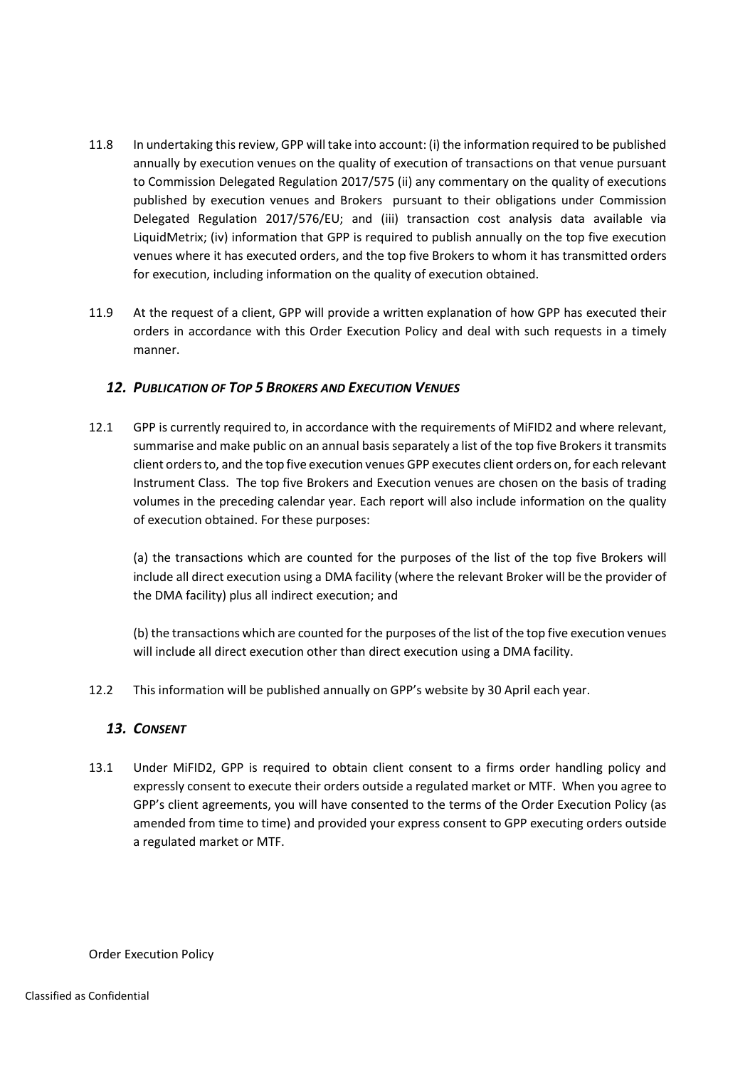11.8 In undertaking this review, GPP will take into account: (i) the information required to be published annually by execution venues on the quality of execution of transactions on that venue pursuant to Commission Delegated Regulation 2017/575 (ii) any commentary on the quality of executions published by execution venues and Brokers pursuant to their obligations under Commission Delegated Regulation 2017/576/EU; and (iii) transaction cost analysis data available via LiquidMetrix; (iv) information that GPP is required to publish annually on the top five execution venues where it has executed orders, and the top five Brokers to whom it has transmitted orders for execution, including information on the quality of execution obtained.

11.9 At the request of a client, GPP will provide a written explanation of how GPP has executed their orders in accordance with this Order Execution Policy and deal with such requests in a timely manner.

## *12. Publication of Top 5 Brokers and Execution Venues*

12.1 GPP is currently required to, in accordance with the requirements of MiFID2 and where relevant, summarise and make public on an annual basis separately a list of the top five Brokers it transmits client orders to, and the top five execution venues GPP executes client orders on, for each relevant Instrument Class. The top five Brokers and Execution venues are chosen on the basis of trading volumes in the preceding calendar year. Each report will also include information on the quality of execution obtained. For these purposes:

(a) the transactions which are counted for the purposes of the list of the top five Brokers will include all direct execution using a DMA facility (where the relevant Broker will be the provider of the DMA facility) plus all indirect execution; and

(b) the transactions which are counted for the purposes of the list of the top five execution venues will include all direct execution other than direct execution using a DMA facility.

12.2 This information will be published annually on GPP's website by 30 April each year.

## *13. Consent*

13.1 Under MiFID2, GPP is required to obtain client consent to a firms order handling policy and expressly consent to execute their orders outside a regulated market or MTF. When you agree to GPP's client agreements, you will have consented to the terms of the Order Execution Policy (as amended from time to time) and provided your express consent to GPP executing orders outside a regulated market or MTF.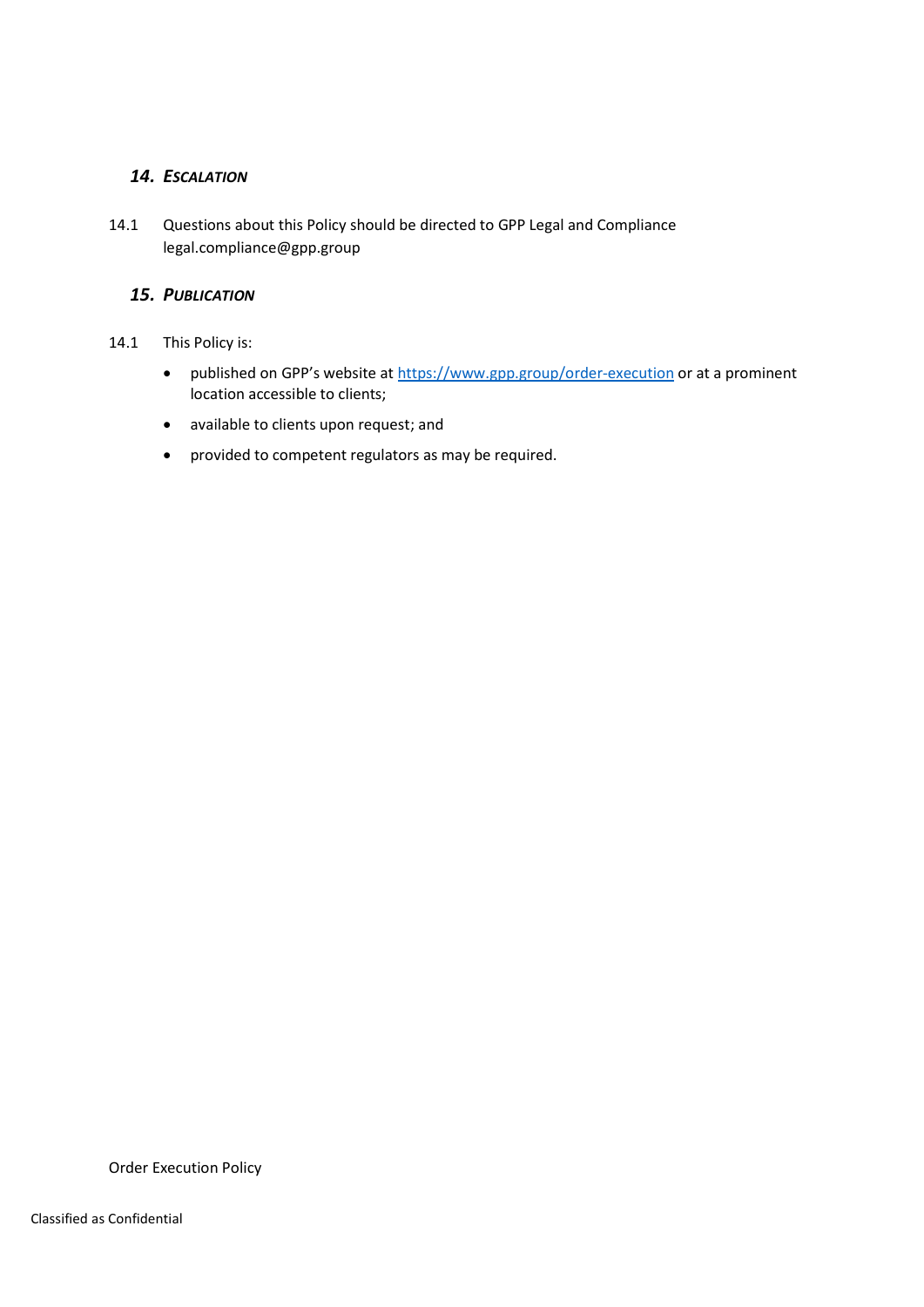## *14. Escalation*

14.1 Questions about this Policy should be directed to GPP Legal and Compliance legal.compliance@gpp.group

## *15. Publication*

14.1 This Policy is:

- published on GPP's website at [https://www.gpp.group/order-execution](https://www.gpp.group/order-execution) or at a prominent location accessible to clients;
- available to clients upon request; and
- provided to competent regulators as may be required.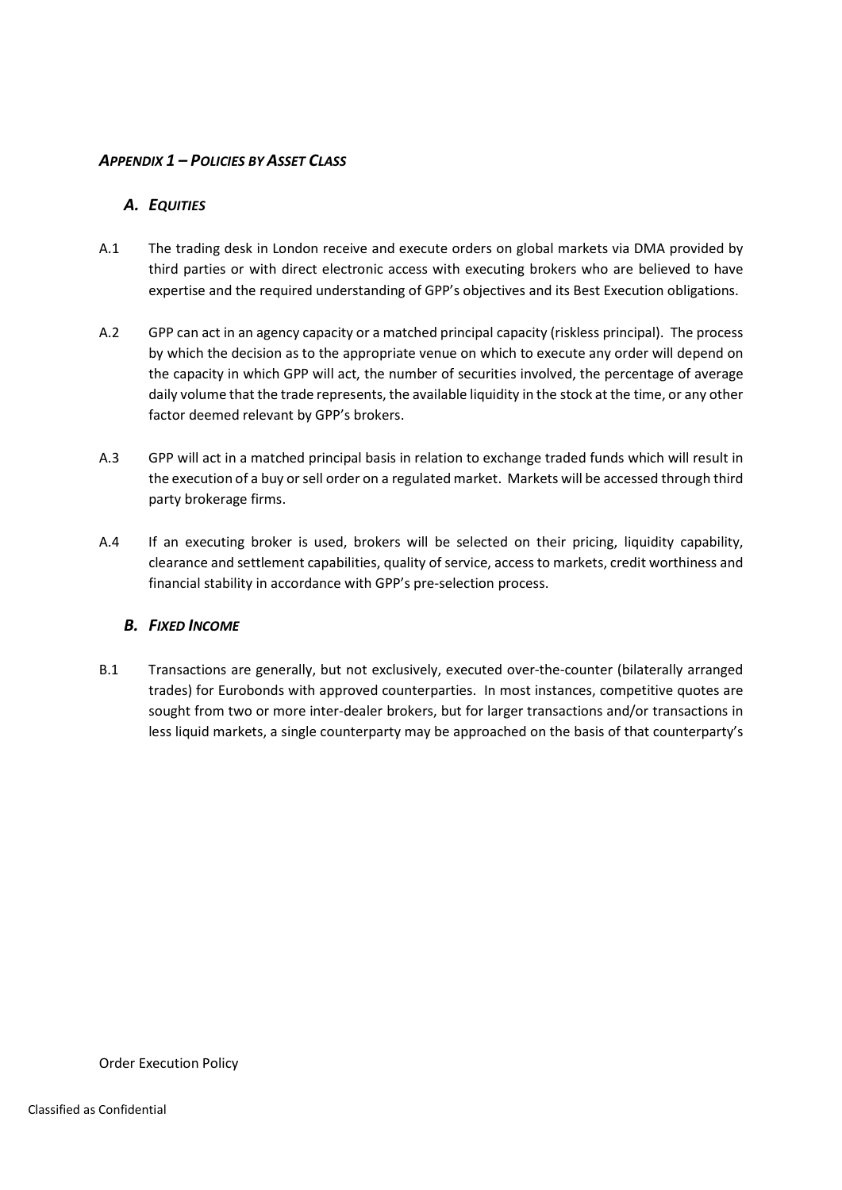## *APPENDIX 1 – POLICIES BY ASSET CLASS*

### *A. EQUITIES*

A.1 The trading desk in London receive and execute orders on global markets via DMA provided by third parties or with direct electronic access with executing brokers who are believed to have expertise and the required understanding of GPP's objectives and its Best Execution obligations.

A.2 GPP can act in an agency capacity or a matched principal capacity (riskless principal). The process by which the decision as to the appropriate venue on which to execute any order will depend on the capacity in which GPP will act, the number of securities involved, the percentage of average daily volume that the trade represents, the available liquidity in the stock at the time, or any other factor deemed relevant by GPP's brokers.

A.3 GPP will act in a matched principal basis in relation to exchange traded funds which will result in the execution of a buy or sell order on a regulated market. Markets will be accessed through third party brokerage firms.

A.4 If an executing broker is used, brokers will be selected on their pricing, liquidity capability, clearance and settlement capabilities, quality of service, access to markets, credit worthiness and financial stability in accordance with GPP's pre-selection process.

### *B. FIXED INCOME*

B.1 Transactions are generally, but not exclusively, executed over-the-counter (bilaterally arranged trades) for Eurobonds with approved counterparties. In most instances, competitive quotes are sought from two or more inter-dealer brokers, but for larger transactions and/or transactions in less liquid markets, a single counterparty may be approached on the basis of that counterparty's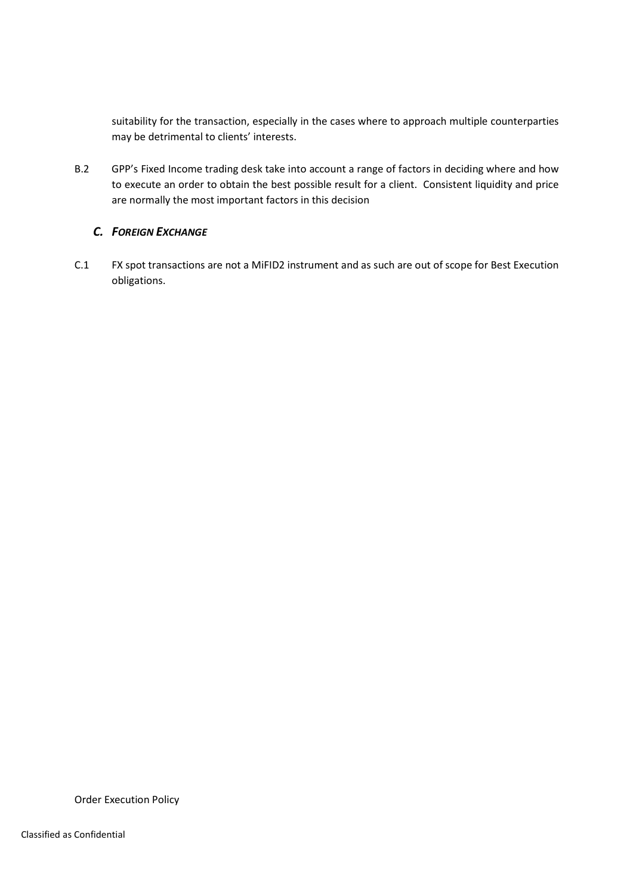suitability for the transaction, especially in the cases where to approach multiple counterparties may be detrimental to clients' interests.

B.2 GPP's Fixed Income trading desk take into account a range of factors in deciding where and how to execute an order to obtain the best possible result for a client. Consistent liquidity and price are normally the most important factors in this decision

### *C. FOREIGN EXCHANGE*

C.1 FX spot transactions are not a MiFID2 instrument and as such are out of scope for Best Execution obligations.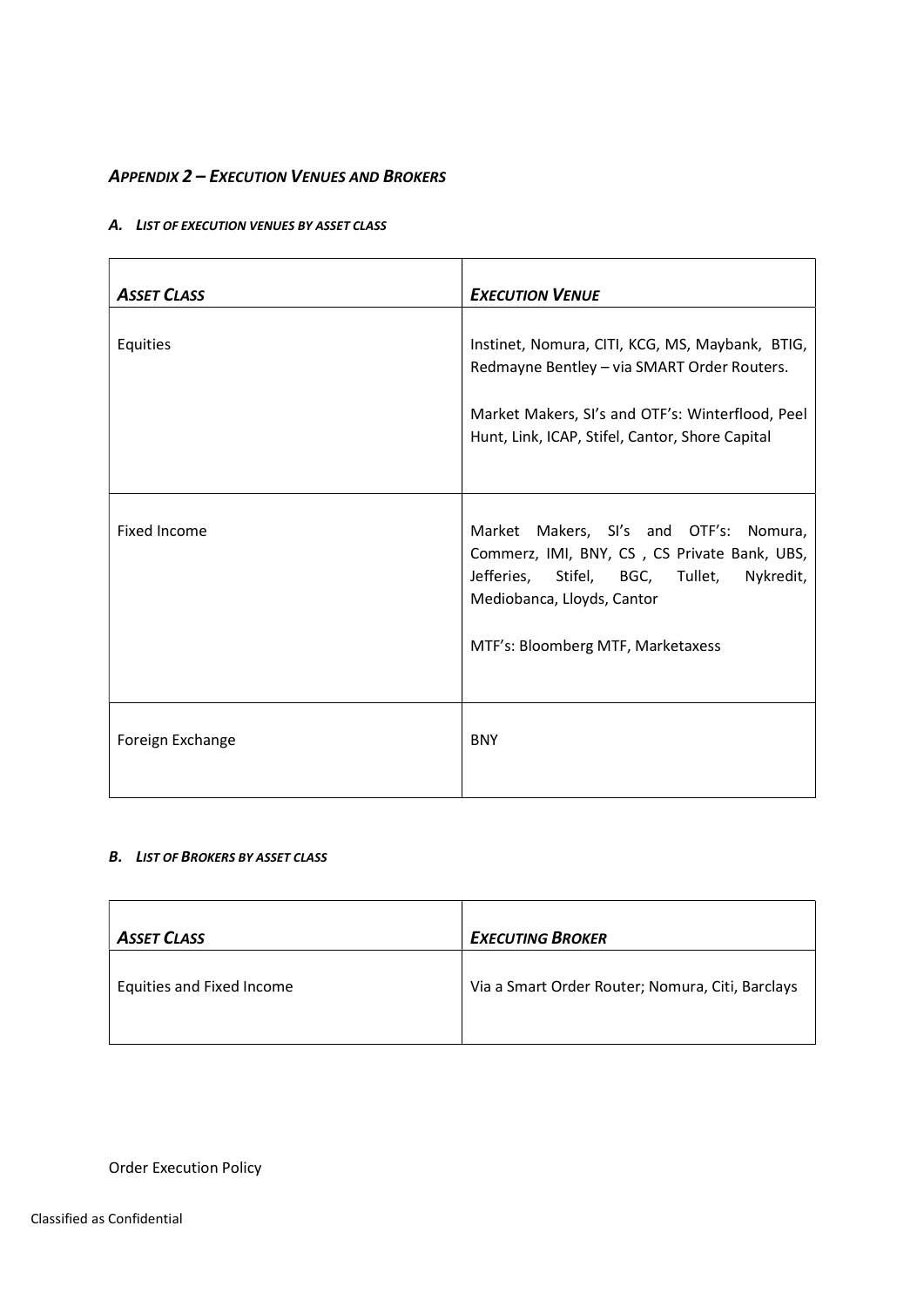### *Appendix 2 – Execution Venues and Brokers*

#### *A. List of execution venues by asset class*

| ***Asset Class*** | ***Execution Venue*** |
|---|---|
| Equities | Instinet, Nomura, CITI, KCG, MS, Maybank, BTIG, Redmayne Bentley – via SMART Order Routers.<br><br>Market Makers, SI's and OTF's: Winterflood, Peel Hunt, Link, ICAP, Stifel, Cantor, Shore Capital |
| Fixed Income | Market Makers, SI's and OTF's: Nomura, Commerz, IMI, BNY, CS , CS Private Bank, UBS, Jefferies, Stifel, BGC, Tullet, Nykredit, Mediobanca, Lloyds, Cantor<br><br>MTF's: Bloomberg MTF, Marketaxess |
| Foreign Exchange | BNY |

#### *B. List of Brokers by asset class*

| ***Asset Class*** | ***Executing Broker*** |
|---|---|
| Equities and Fixed Income | Via a Smart Order Router; Nomura, Citi, Barclays |